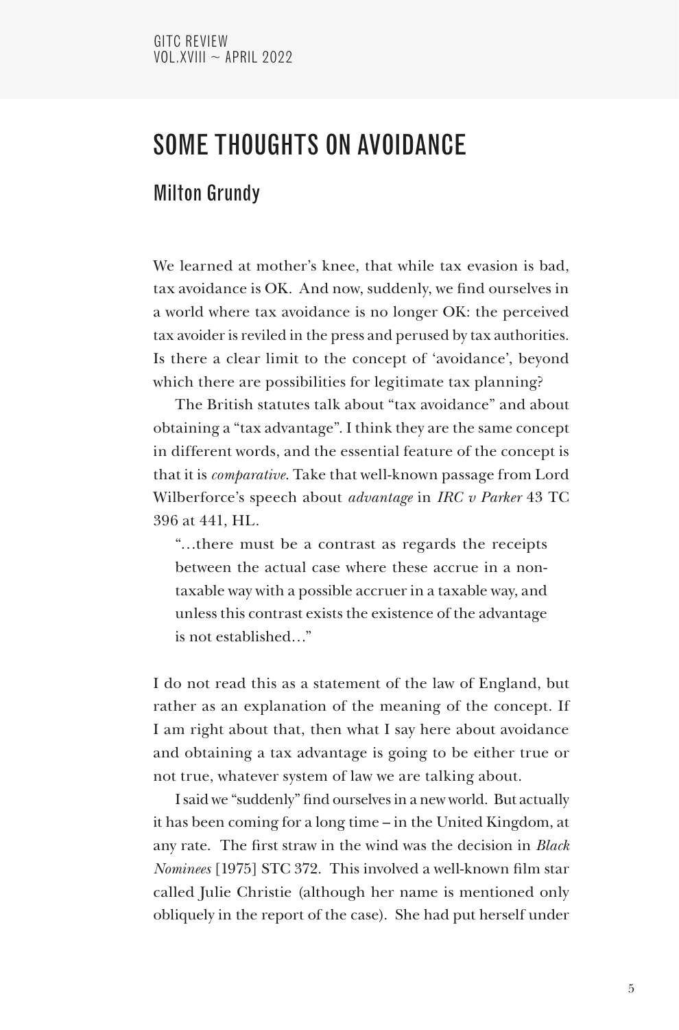# SOME THOUGHTS ON AVOIDANCE

## Milton Grundy

We learned at mother's knee, that while tax evasion is bad, tax avoidance is OK. And now, suddenly, we find ourselves in a world where tax avoidance is no longer OK: the perceived tax avoider is reviled in the press and perused by tax authorities. Is there a clear limit to the concept of 'avoidance', beyond which there are possibilities for legitimate tax planning?

The British statutes talk about "tax avoidance" and about obtaining a "tax advantage". I think they are the same concept in different words, and the essential feature of the concept is that it is *comparative*. Take that well-known passage from Lord Wilberforce's speech about *advantage* in *IRC v Parker* 43 TC 396 at 441, HL.

> "…there must be a contrast as regards the receipts between the actual case where these accrue in a non-taxable way with a possible accruer in a taxable way, and unless this contrast exists the existence of the advantage is not established…"

I do not read this as a statement of the law of England, but rather as an explanation of the meaning of the concept. If I am right about that, then what I say here about avoidance and obtaining a tax advantage is going to be either true or not true, whatever system of law we are talking about.

I said we "suddenly" find ourselves in a new world. But actually it has been coming for a long time – in the United Kingdom, at any rate. The first straw in the wind was the decision in *Black Nominees* [1975] STC 372. This involved a well-known film star called Julie Christie (although her name is mentioned only obliquely in the report of the case). She had put herself under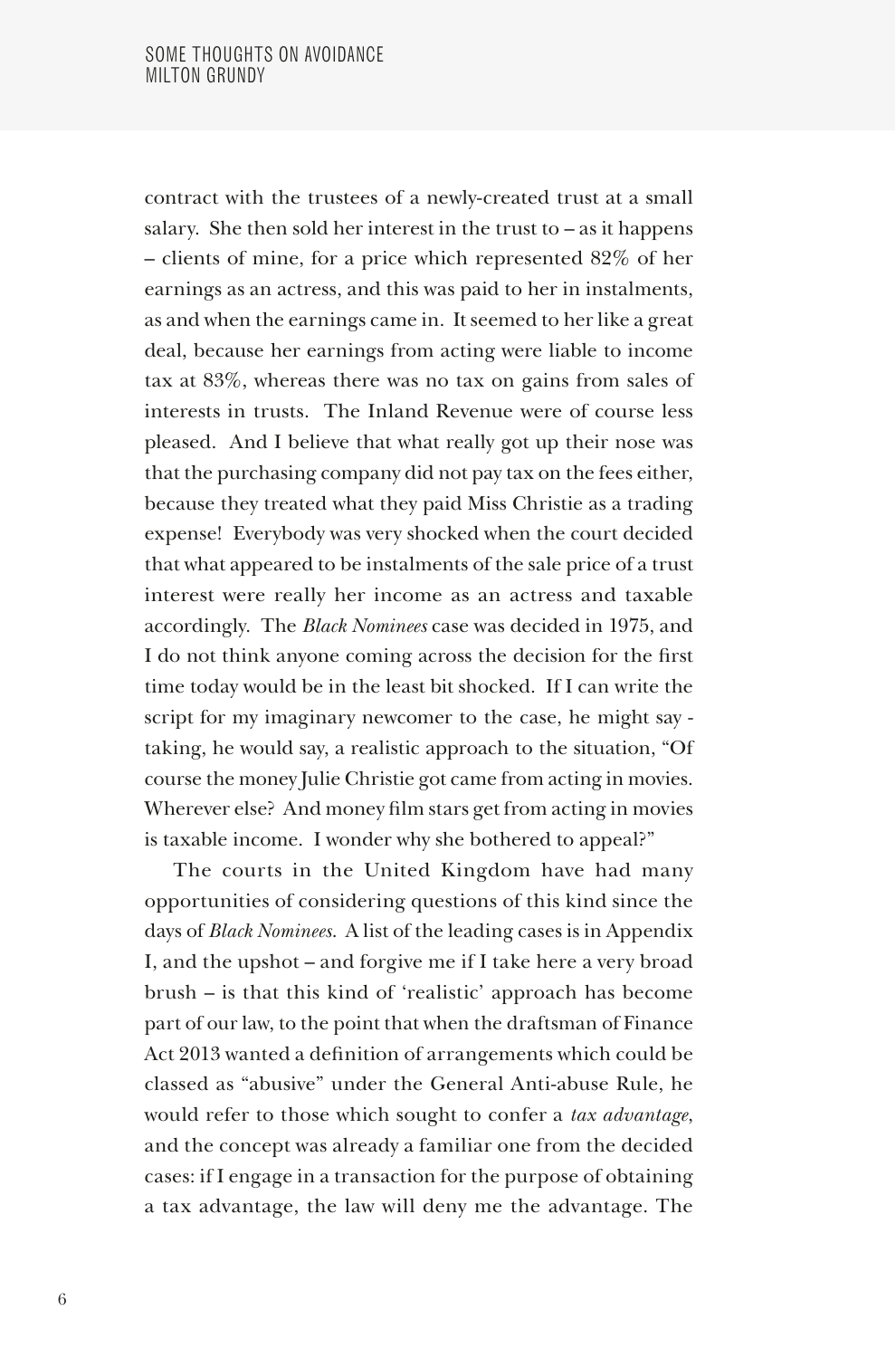contract with the trustees of a newly-created trust at a small salary. She then sold her interest in the trust to – as it happens – clients of mine, for a price which represented 82% of her earnings as an actress, and this was paid to her in instalments, as and when the earnings came in. It seemed to her like a great deal, because her earnings from acting were liable to income tax at 83%, whereas there was no tax on gains from sales of interests in trusts. The Inland Revenue were of course less pleased. And I believe that what really got up their nose was that the purchasing company did not pay tax on the fees either, because they treated what they paid Miss Christie as a trading expense! Everybody was very shocked when the court decided that what appeared to be instalments of the sale price of a trust interest were really her income as an actress and taxable accordingly. The *Black Nominees* case was decided in 1975, and I do not think anyone coming across the decision for the first time today would be in the least bit shocked. If I can write the script for my imaginary newcomer to the case, he might say - taking, he would say, a realistic approach to the situation, "Of course the money Julie Christie got came from acting in movies. Wherever else? And money film stars get from acting in movies is taxable income. I wonder why she bothered to appeal?"

The courts in the United Kingdom have had many opportunities of considering questions of this kind since the days of *Black Nominees*. A list of the leading cases is in Appendix I, and the upshot – and forgive me if I take here a very broad brush – is that this kind of 'realistic' approach has become part of our law, to the point that when the draftsman of Finance Act 2013 wanted a definition of arrangements which could be classed as "abusive" under the General Anti-abuse Rule, he would refer to those which sought to confer a *tax advantage*, and the concept was already a familiar one from the decided cases: if I engage in a transaction for the purpose of obtaining a tax advantage, the law will deny me the advantage. The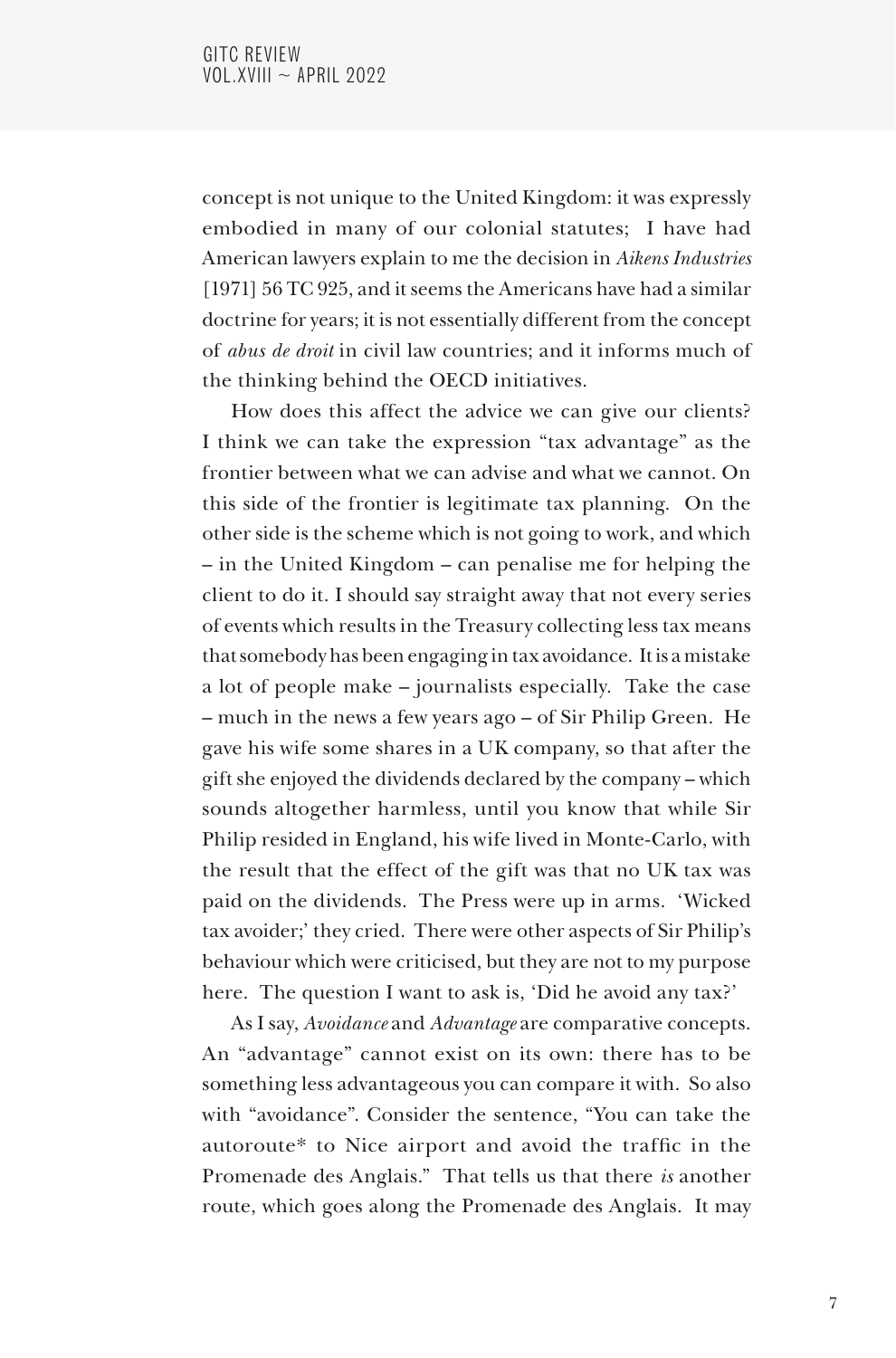concept is not unique to the United Kingdom: it was expressly embodied in many of our colonial statutes; I have had American lawyers explain to me the decision in *Aikens Industries* [1971] 56 TC 925, and it seems the Americans have had a similar doctrine for years; it is not essentially different from the concept of *abus de droit* in civil law countries; and it informs much of the thinking behind the OECD initiatives.

How does this affect the advice we can give our clients? I think we can take the expression "tax advantage" as the frontier between what we can advise and what we cannot. On this side of the frontier is legitimate tax planning. On the other side is the scheme which is not going to work, and which – in the United Kingdom – can penalise me for helping the client to do it. I should say straight away that not every series of events which results in the Treasury collecting less tax means that somebody has been engaging in tax avoidance. It is a mistake a lot of people make – journalists especially. Take the case – much in the news a few years ago – of Sir Philip Green. He gave his wife some shares in a UK company, so that after the gift she enjoyed the dividends declared by the company – which sounds altogether harmless, until you know that while Sir Philip resided in England, his wife lived in Monte-Carlo, with the result that the effect of the gift was that no UK tax was paid on the dividends. The Press were up in arms. 'Wicked tax avoider;' they cried. There were other aspects of Sir Philip's behaviour which were criticised, but they are not to my purpose here. The question I want to ask is, 'Did he avoid any tax?'

As I say, *Avoidance* and *Advantage* are comparative concepts. An "advantage" cannot exist on its own: there has to be something less advantageous you can compare it with. So also with "avoidance". Consider the sentence, "You can take the autoroute* to Nice airport and avoid the traffic in the Promenade des Anglais." That tells us that there *is* another route, which goes along the Promenade des Anglais. It may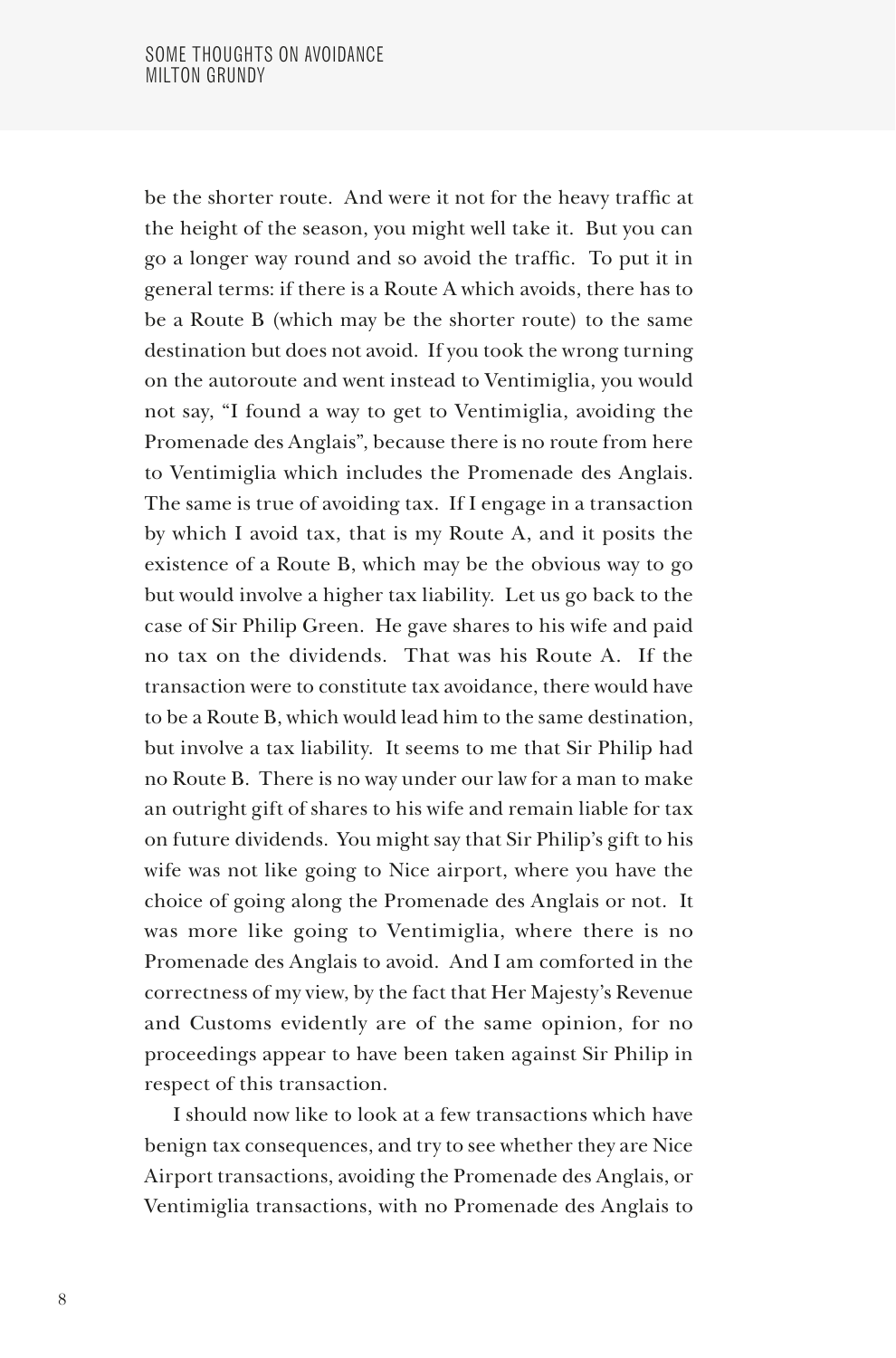be the shorter route. And were it not for the heavy traffic at the height of the season, you might well take it. But you can go a longer way round and so avoid the traffic. To put it in general terms: if there is a Route A which avoids, there has to be a Route B (which may be the shorter route) to the same destination but does not avoid. If you took the wrong turning on the autoroute and went instead to Ventimiglia, you would not say, "I found a way to get to Ventimiglia, avoiding the Promenade des Anglais", because there is no route from here to Ventimiglia which includes the Promenade des Anglais. The same is true of avoiding tax. If I engage in a transaction by which I avoid tax, that is my Route A, and it posits the existence of a Route B, which may be the obvious way to go but would involve a higher tax liability. Let us go back to the case of Sir Philip Green. He gave shares to his wife and paid no tax on the dividends. That was his Route A. If the transaction were to constitute tax avoidance, there would have to be a Route B, which would lead him to the same destination, but involve a tax liability. It seems to me that Sir Philip had no Route B. There is no way under our law for a man to make an outright gift of shares to his wife and remain liable for tax on future dividends. You might say that Sir Philip's gift to his wife was not like going to Nice airport, where you have the choice of going along the Promenade des Anglais or not. It was more like going to Ventimiglia, where there is no Promenade des Anglais to avoid. And I am comforted in the correctness of my view, by the fact that Her Majesty's Revenue and Customs evidently are of the same opinion, for no proceedings appear to have been taken against Sir Philip in respect of this transaction.

I should now like to look at a few transactions which have benign tax consequences, and try to see whether they are Nice Airport transactions, avoiding the Promenade des Anglais, or Ventimiglia transactions, with no Promenade des Anglais to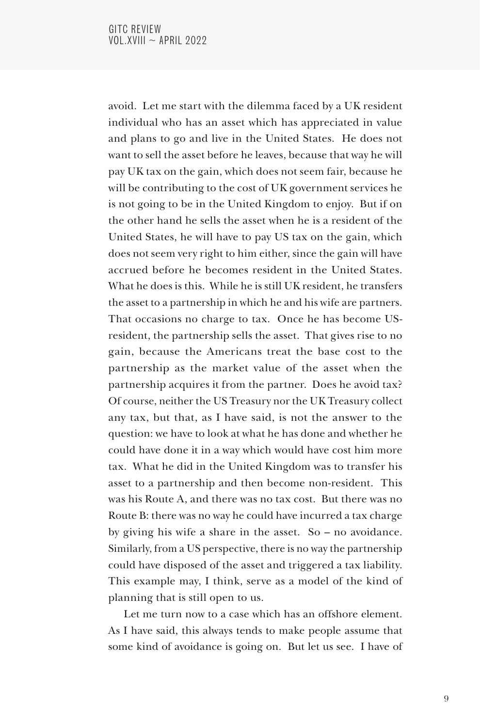avoid. Let me start with the dilemma faced by a UK resident individual who has an asset which has appreciated in value and plans to go and live in the United States. He does not want to sell the asset before he leaves, because that way he will pay UK tax on the gain, which does not seem fair, because he will be contributing to the cost of UK government services he is not going to be in the United Kingdom to enjoy. But if on the other hand he sells the asset when he is a resident of the United States, he will have to pay US tax on the gain, which does not seem very right to him either, since the gain will have accrued before he becomes resident in the United States. What he does is this. While he is still UK resident, he transfers the asset to a partnership in which he and his wife are partners. That occasions no charge to tax. Once he has become US-resident, the partnership sells the asset. That gives rise to no gain, because the Americans treat the base cost to the partnership as the market value of the asset when the partnership acquires it from the partner. Does he avoid tax? Of course, neither the US Treasury nor the UK Treasury collect any tax, but that, as I have said, is not the answer to the question: we have to look at what he has done and whether he could have done it in a way which would have cost him more tax. What he did in the United Kingdom was to transfer his asset to a partnership and then become non-resident. This was his Route A, and there was no tax cost. But there was no Route B: there was no way he could have incurred a tax charge by giving his wife a share in the asset. So – no avoidance. Similarly, from a US perspective, there is no way the partnership could have disposed of the asset and triggered a tax liability. This example may, I think, serve as a model of the kind of planning that is still open to us.

Let me turn now to a case which has an offshore element. As I have said, this always tends to make people assume that some kind of avoidance is going on. But let us see. I have of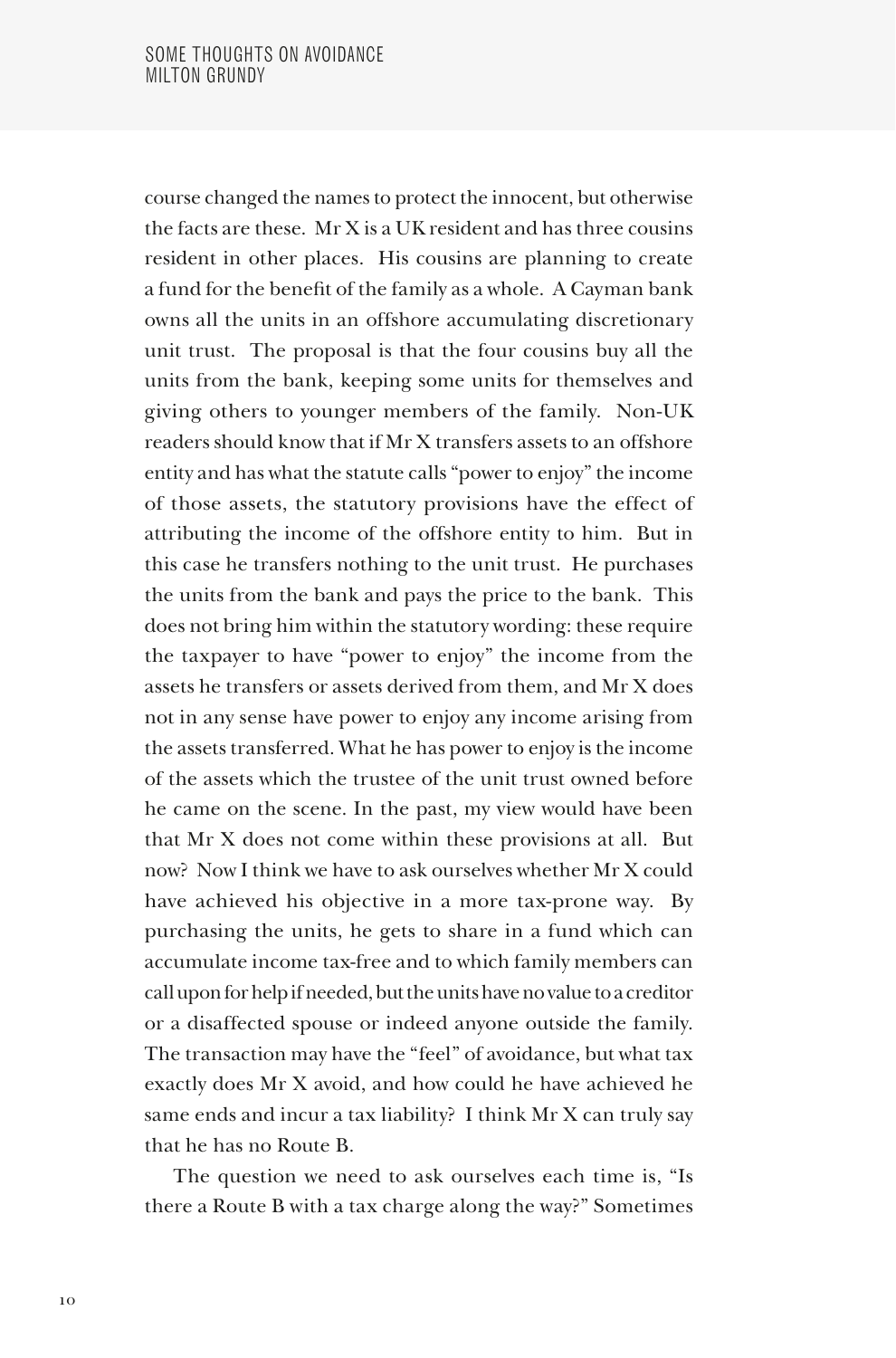course changed the names to protect the innocent, but otherwise the facts are these. Mr X is a UK resident and has three cousins resident in other places. His cousins are planning to create a fund for the benefit of the family as a whole. A Cayman bank owns all the units in an offshore accumulating discretionary unit trust. The proposal is that the four cousins buy all the units from the bank, keeping some units for themselves and giving others to younger members of the family. Non-UK readers should know that if Mr X transfers assets to an offshore entity and has what the statute calls "power to enjoy" the income of those assets, the statutory provisions have the effect of attributing the income of the offshore entity to him. But in this case he transfers nothing to the unit trust. He purchases the units from the bank and pays the price to the bank. This does not bring him within the statutory wording: these require the taxpayer to have "power to enjoy" the income from the assets he transfers or assets derived from them, and Mr X does not in any sense have power to enjoy any income arising from the assets transferred. What he has power to enjoy is the income of the assets which the trustee of the unit trust owned before he came on the scene. In the past, my view would have been that Mr X does not come within these provisions at all. But now? Now I think we have to ask ourselves whether Mr X could have achieved his objective in a more tax-prone way. By purchasing the units, he gets to share in a fund which can accumulate income tax-free and to which family members can call upon for help if needed, but the units have no value to a creditor or a disaffected spouse or indeed anyone outside the family. The transaction may have the "feel" of avoidance, but what tax exactly does Mr X avoid, and how could he have achieved he same ends and incur a tax liability? I think Mr X can truly say that he has no Route B.

The question we need to ask ourselves each time is, "Is there a Route B with a tax charge along the way?" Sometimes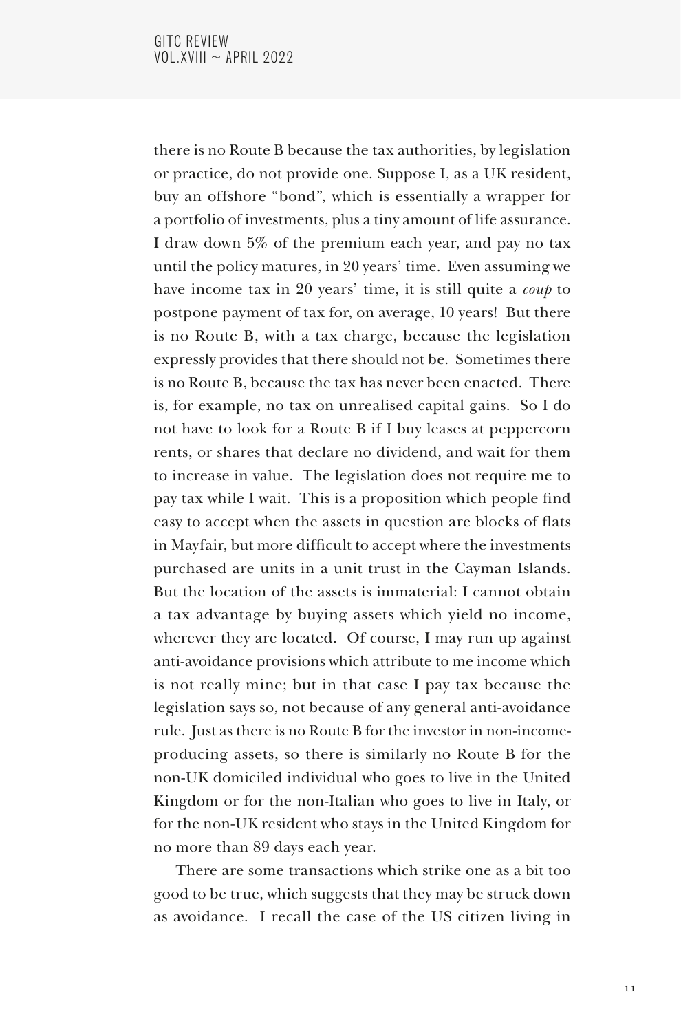there is no Route B because the tax authorities, by legislation or practice, do not provide one. Suppose I, as a UK resident, buy an offshore "bond", which is essentially a wrapper for a portfolio of investments, plus a tiny amount of life assurance. I draw down 5% of the premium each year, and pay no tax until the policy matures, in 20 years' time. Even assuming we have income tax in 20 years' time, it is still quite a *coup* to postpone payment of tax for, on average, 10 years! But there is no Route B, with a tax charge, because the legislation expressly provides that there should not be. Sometimes there is no Route B, because the tax has never been enacted. There is, for example, no tax on unrealised capital gains. So I do not have to look for a Route B if I buy leases at peppercorn rents, or shares that declare no dividend, and wait for them to increase in value. The legislation does not require me to pay tax while I wait. This is a proposition which people find easy to accept when the assets in question are blocks of flats in Mayfair, but more difficult to accept where the investments purchased are units in a unit trust in the Cayman Islands. But the location of the assets is immaterial: I cannot obtain a tax advantage by buying assets which yield no income, wherever they are located. Of course, I may run up against anti-avoidance provisions which attribute to me income which is not really mine; but in that case I pay tax because the legislation says so, not because of any general anti-avoidance rule. Just as there is no Route B for the investor in non-income-producing assets, so there is similarly no Route B for the non-UK domiciled individual who goes to live in the United Kingdom or for the non-Italian who goes to live in Italy, or for the non-UK resident who stays in the United Kingdom for no more than 89 days each year.

There are some transactions which strike one as a bit too good to be true, which suggests that they may be struck down as avoidance. I recall the case of the US citizen living in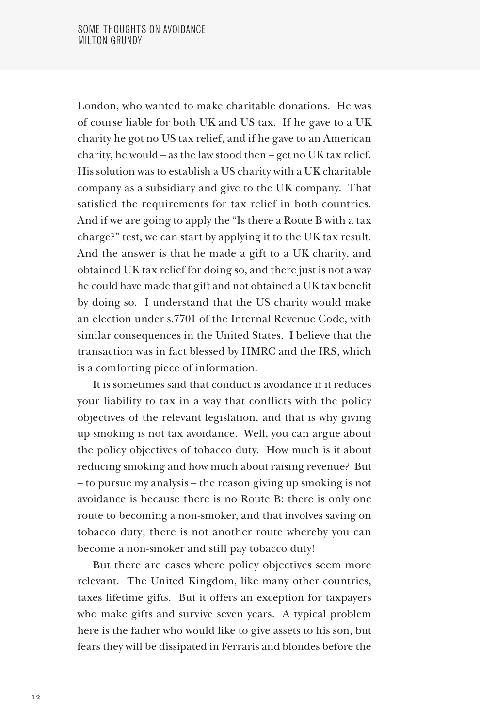London, who wanted to make charitable donations. He was of course liable for both UK and US tax. If he gave to a UK charity he got no US tax relief, and if he gave to an American charity, he would – as the law stood then – get no UK tax relief. His solution was to establish a US charity with a UK charitable company as a subsidiary and give to the UK company. That satisfied the requirements for tax relief in both countries. And if we are going to apply the "Is there a Route B with a tax charge?" test, we can start by applying it to the UK tax result. And the answer is that he made a gift to a UK charity, and obtained UK tax relief for doing so, and there just is not a way he could have made that gift and not obtained a UK tax benefit by doing so. I understand that the US charity would make an election under s.7701 of the Internal Revenue Code, with similar consequences in the United States. I believe that the transaction was in fact blessed by HMRC and the IRS, which is a comforting piece of information.

It is sometimes said that conduct is avoidance if it reduces your liability to tax in a way that conflicts with the policy objectives of the relevant legislation, and that is why giving up smoking is not tax avoidance. Well, you can argue about the policy objectives of tobacco duty. How much is it about reducing smoking and how much about raising revenue? But – to pursue my analysis – the reason giving up smoking is not avoidance is because there is no Route B: there is only one route to becoming a non-smoker, and that involves saving on tobacco duty; there is not another route whereby you can become a non-smoker and still pay tobacco duty!

But there are cases where policy objectives seem more relevant. The United Kingdom, like many other countries, taxes lifetime gifts. But it offers an exception for taxpayers who make gifts and survive seven years. A typical problem here is the father who would like to give assets to his son, but fears they will be dissipated in Ferraris and blondes before the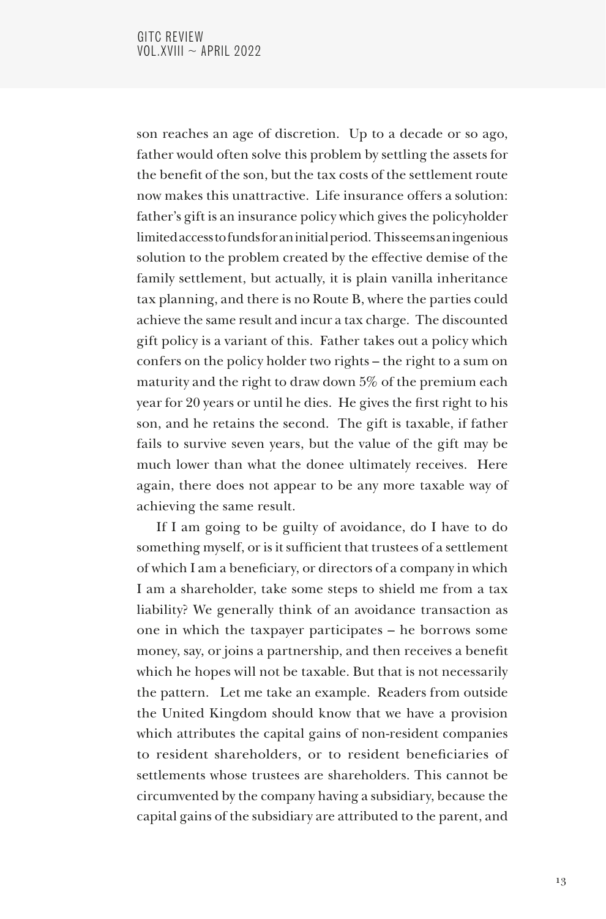son reaches an age of discretion. Up to a decade or so ago, father would often solve this problem by settling the assets for the benefit of the son, but the tax costs of the settlement route now makes this unattractive. Life insurance offers a solution: father's gift is an insurance policy which gives the policyholder limited access to funds for an initial period. This seems an ingenious solution to the problem created by the effective demise of the family settlement, but actually, it is plain vanilla inheritance tax planning, and there is no Route B, where the parties could achieve the same result and incur a tax charge. The discounted gift policy is a variant of this. Father takes out a policy which confers on the policy holder two rights – the right to a sum on maturity and the right to draw down 5% of the premium each year for 20 years or until he dies. He gives the first right to his son, and he retains the second. The gift is taxable, if father fails to survive seven years, but the value of the gift may be much lower than what the donee ultimately receives. Here again, there does not appear to be any more taxable way of achieving the same result.

If I am going to be guilty of avoidance, do I have to do something myself, or is it sufficient that trustees of a settlement of which I am a beneficiary, or directors of a company in which I am a shareholder, take some steps to shield me from a tax liability? We generally think of an avoidance transaction as one in which the taxpayer participates – he borrows some money, say, or joins a partnership, and then receives a benefit which he hopes will not be taxable. But that is not necessarily the pattern. Let me take an example. Readers from outside the United Kingdom should know that we have a provision which attributes the capital gains of non-resident companies to resident shareholders, or to resident beneficiaries of settlements whose trustees are shareholders. This cannot be circumvented by the company having a subsidiary, because the capital gains of the subsidiary are attributed to the parent, and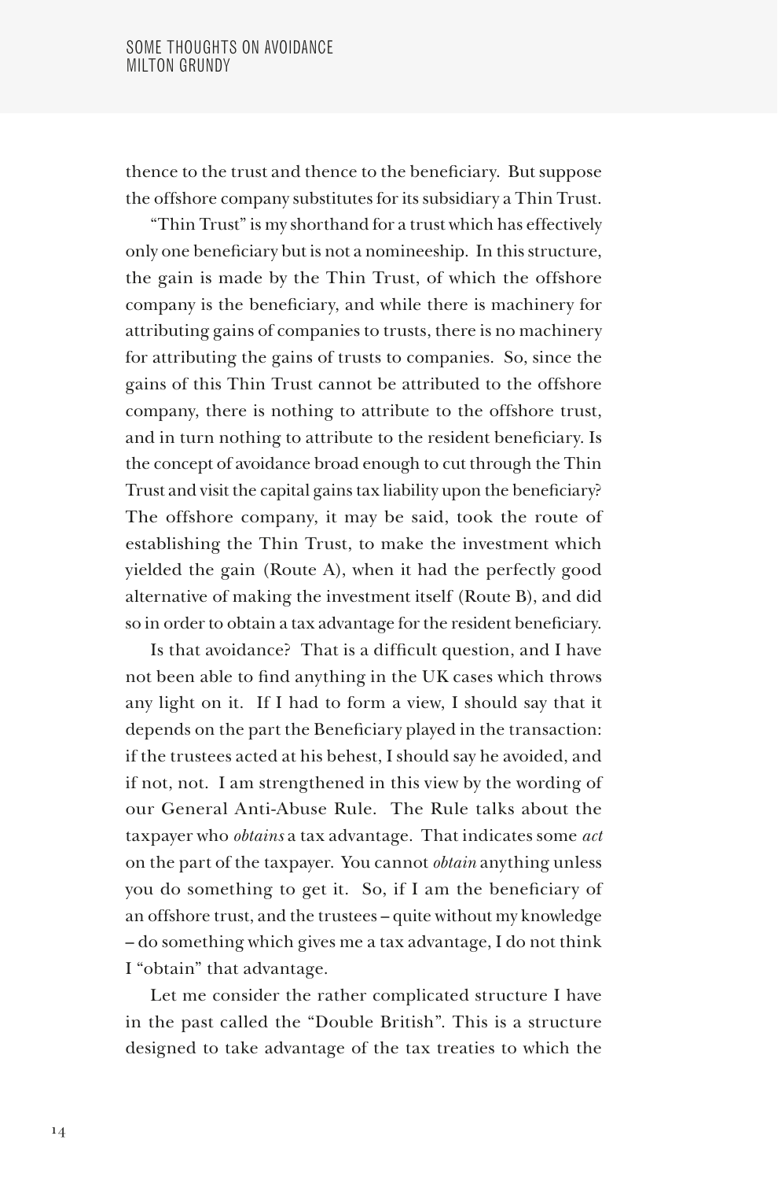thence to the trust and thence to the beneficiary. But suppose the offshore company substitutes for its subsidiary a Thin Trust.

"Thin Trust" is my shorthand for a trust which has effectively only one beneficiary but is not a nomineeship. In this structure, the gain is made by the Thin Trust, of which the offshore company is the beneficiary, and while there is machinery for attributing gains of companies to trusts, there is no machinery for attributing the gains of trusts to companies. So, since the gains of this Thin Trust cannot be attributed to the offshore company, there is nothing to attribute to the offshore trust, and in turn nothing to attribute to the resident beneficiary. Is the concept of avoidance broad enough to cut through the Thin Trust and visit the capital gains tax liability upon the beneficiary? The offshore company, it may be said, took the route of establishing the Thin Trust, to make the investment which yielded the gain (Route A), when it had the perfectly good alternative of making the investment itself (Route B), and did so in order to obtain a tax advantage for the resident beneficiary.

Is that avoidance? That is a difficult question, and I have not been able to find anything in the UK cases which throws any light on it. If I had to form a view, I should say that it depends on the part the Beneficiary played in the transaction: if the trustees acted at his behest, I should say he avoided, and if not, not. I am strengthened in this view by the wording of our General Anti-Abuse Rule. The Rule talks about the taxpayer who *obtains* a tax advantage. That indicates some *act* on the part of the taxpayer. You cannot *obtain* anything unless you do something to get it. So, if I am the beneficiary of an offshore trust, and the trustees – quite without my knowledge – do something which gives me a tax advantage, I do not think I "obtain" that advantage.

Let me consider the rather complicated structure I have in the past called the "Double British". This is a structure designed to take advantage of the tax treaties to which the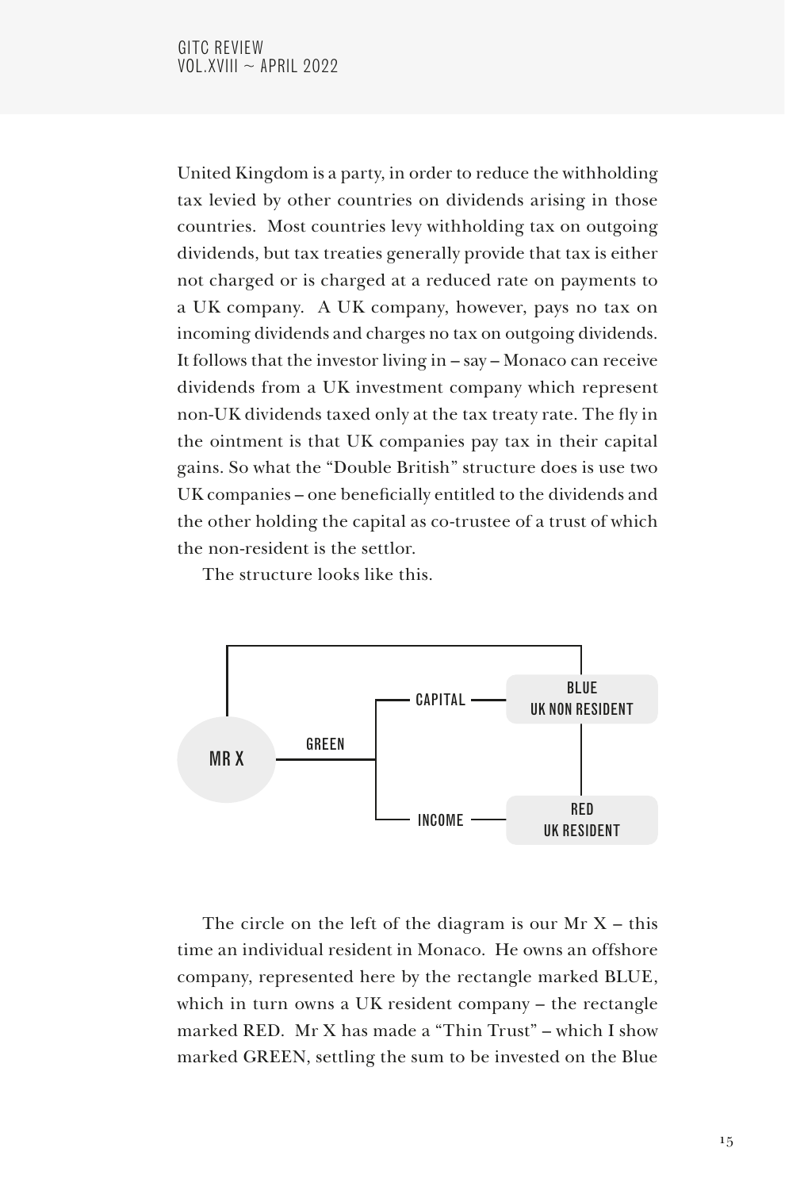United Kingdom is a party, in order to reduce the withholding tax levied by other countries on dividends arising in those countries. Most countries levy withholding tax on outgoing dividends, but tax treaties generally provide that tax is either not charged or is charged at a reduced rate on payments to a UK company. A UK company, however, pays no tax on incoming dividends and charges no tax on outgoing dividends. It follows that the investor living in – say – Monaco can receive dividends from a UK investment company which represent non-UK dividends taxed only at the tax treaty rate. The fly in the ointment is that UK companies pay tax in their capital gains. So what the "Double British" structure does is use two UK companies – one beneficially entitled to the dividends and the other holding the capital as co-trustee of a trust of which the non-resident is the settlor.

The structure looks like this.

MR X — GREEN — CAPITAL — BLUE UK NON RESIDENT

MR X — GREEN — INCOME — RED UK RESIDENT

The circle on the left of the diagram is our Mr X – this time an individual resident in Monaco. He owns an offshore company, represented here by the rectangle marked BLUE, which in turn owns a UK resident company – the rectangle marked RED. Mr X has made a "Thin Trust" – which I show marked GREEN, settling the sum to be invested on the Blue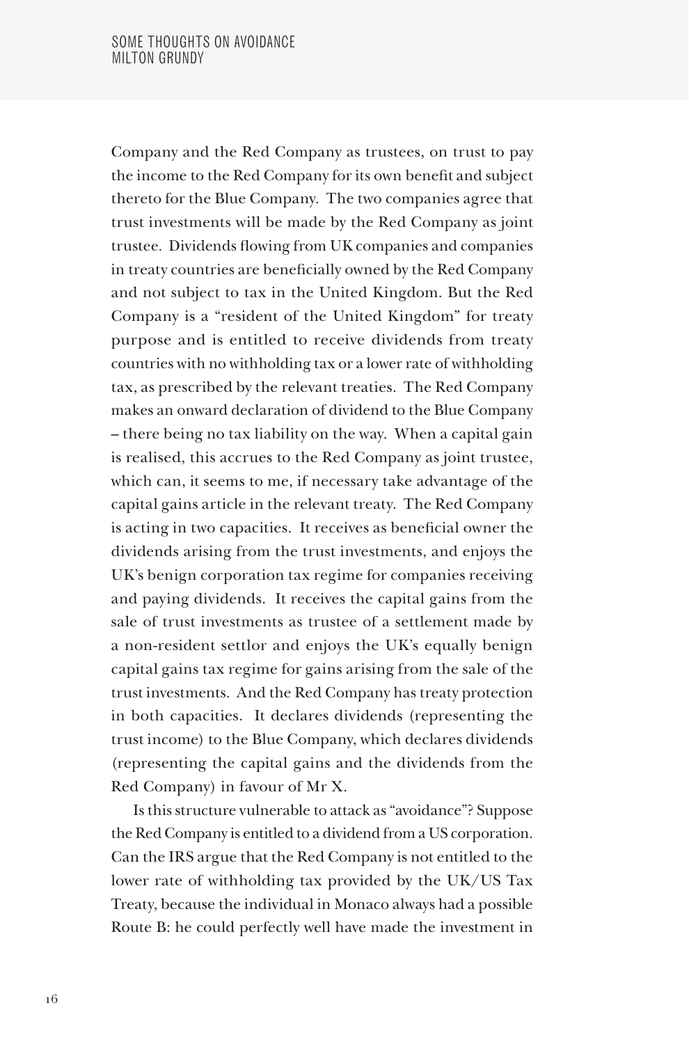Company and the Red Company as trustees, on trust to pay the income to the Red Company for its own benefit and subject thereto for the Blue Company. The two companies agree that trust investments will be made by the Red Company as joint trustee. Dividends flowing from UK companies and companies in treaty countries are beneficially owned by the Red Company and not subject to tax in the United Kingdom. But the Red Company is a "resident of the United Kingdom" for treaty purpose and is entitled to receive dividends from treaty countries with no withholding tax or a lower rate of withholding tax, as prescribed by the relevant treaties. The Red Company makes an onward declaration of dividend to the Blue Company – there being no tax liability on the way. When a capital gain is realised, this accrues to the Red Company as joint trustee, which can, it seems to me, if necessary take advantage of the capital gains article in the relevant treaty. The Red Company is acting in two capacities. It receives as beneficial owner the dividends arising from the trust investments, and enjoys the UK's benign corporation tax regime for companies receiving and paying dividends. It receives the capital gains from the sale of trust investments as trustee of a settlement made by a non-resident settlor and enjoys the UK's equally benign capital gains tax regime for gains arising from the sale of the trust investments. And the Red Company has treaty protection in both capacities. It declares dividends (representing the trust income) to the Blue Company, which declares dividends (representing the capital gains and the dividends from the Red Company) in favour of Mr X.

Is this structure vulnerable to attack as "avoidance"? Suppose the Red Company is entitled to a dividend from a US corporation. Can the IRS argue that the Red Company is not entitled to the lower rate of withholding tax provided by the UK/US Tax Treaty, because the individual in Monaco always had a possible Route B: he could perfectly well have made the investment in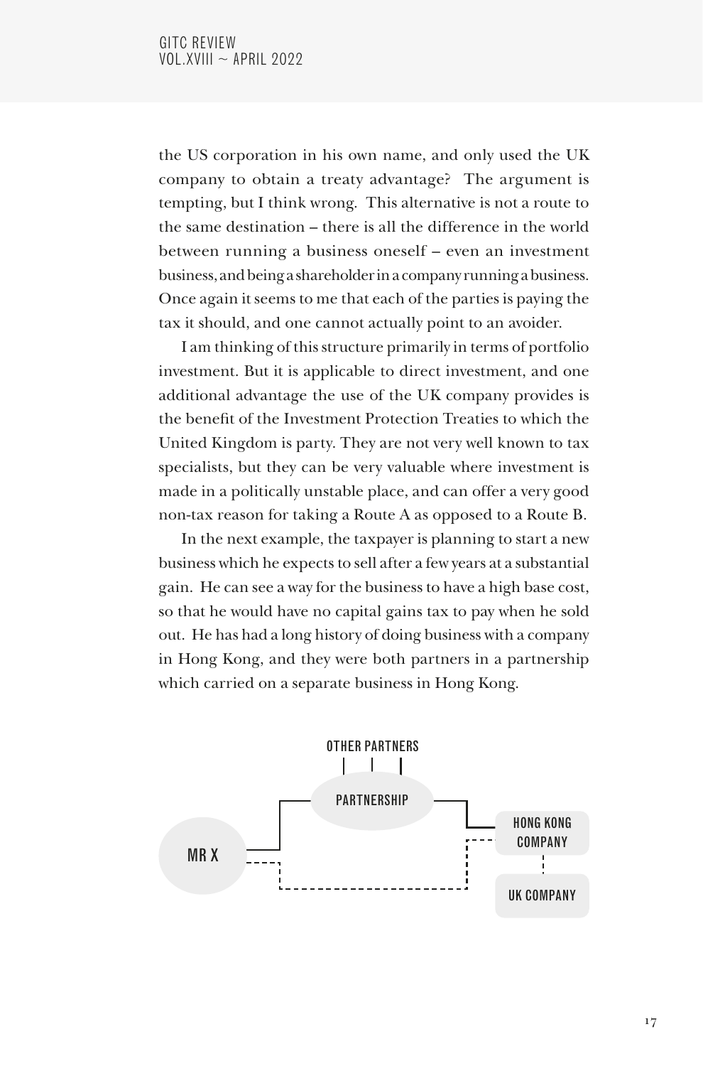the US corporation in his own name, and only used the UK company to obtain a treaty advantage? The argument is tempting, but I think wrong. This alternative is not a route to the same destination – there is all the difference in the world between running a business oneself – even an investment business, and being a shareholder in a company running a business. Once again it seems to me that each of the parties is paying the tax it should, and one cannot actually point to an avoider.

I am thinking of this structure primarily in terms of portfolio investment. But it is applicable to direct investment, and one additional advantage the use of the UK company provides is the benefit of the Investment Protection Treaties to which the United Kingdom is party. They are not very well known to tax specialists, but they can be very valuable where investment is made in a politically unstable place, and can offer a very good non-tax reason for taking a Route A as opposed to a Route B.

In the next example, the taxpayer is planning to start a new business which he expects to sell after a few years at a substantial gain. He can see a way for the business to have a high base cost, so that he would have no capital gains tax to pay when he sold out. He has had a long history of doing business with a company in Hong Kong, and they were both partners in a partnership which carried on a separate business in Hong Kong.

OTHER PARTNERS

PARTNERSHIP

MR X

HONG KONG COMPANY

UK COMPANY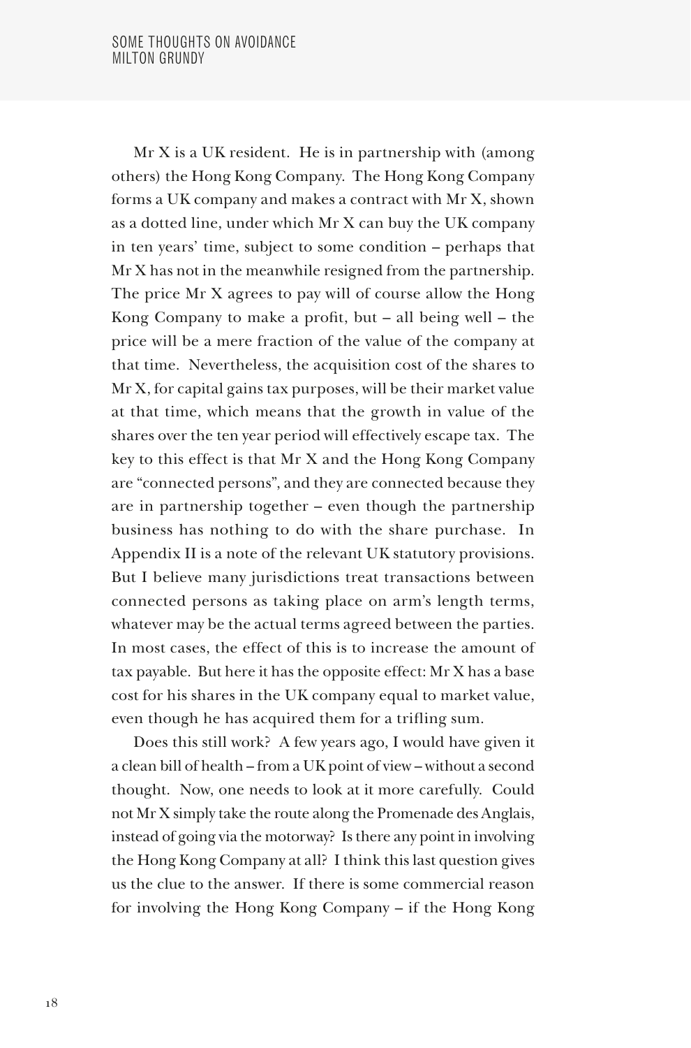Mr X is a UK resident. He is in partnership with (among others) the Hong Kong Company. The Hong Kong Company forms a UK company and makes a contract with Mr X, shown as a dotted line, under which Mr X can buy the UK company in ten years' time, subject to some condition – perhaps that Mr X has not in the meanwhile resigned from the partnership. The price Mr X agrees to pay will of course allow the Hong Kong Company to make a profit, but – all being well – the price will be a mere fraction of the value of the company at that time. Nevertheless, the acquisition cost of the shares to Mr X, for capital gains tax purposes, will be their market value at that time, which means that the growth in value of the shares over the ten year period will effectively escape tax. The key to this effect is that Mr X and the Hong Kong Company are "connected persons", and they are connected because they are in partnership together – even though the partnership business has nothing to do with the share purchase. In Appendix II is a note of the relevant UK statutory provisions. But I believe many jurisdictions treat transactions between connected persons as taking place on arm's length terms, whatever may be the actual terms agreed between the parties. In most cases, the effect of this is to increase the amount of tax payable. But here it has the opposite effect: Mr X has a base cost for his shares in the UK company equal to market value, even though he has acquired them for a trifling sum.

Does this still work? A few years ago, I would have given it a clean bill of health – from a UK point of view – without a second thought. Now, one needs to look at it more carefully. Could not Mr X simply take the route along the Promenade des Anglais, instead of going via the motorway? Is there any point in involving the Hong Kong Company at all? I think this last question gives us the clue to the answer. If there is some commercial reason for involving the Hong Kong Company – if the Hong Kong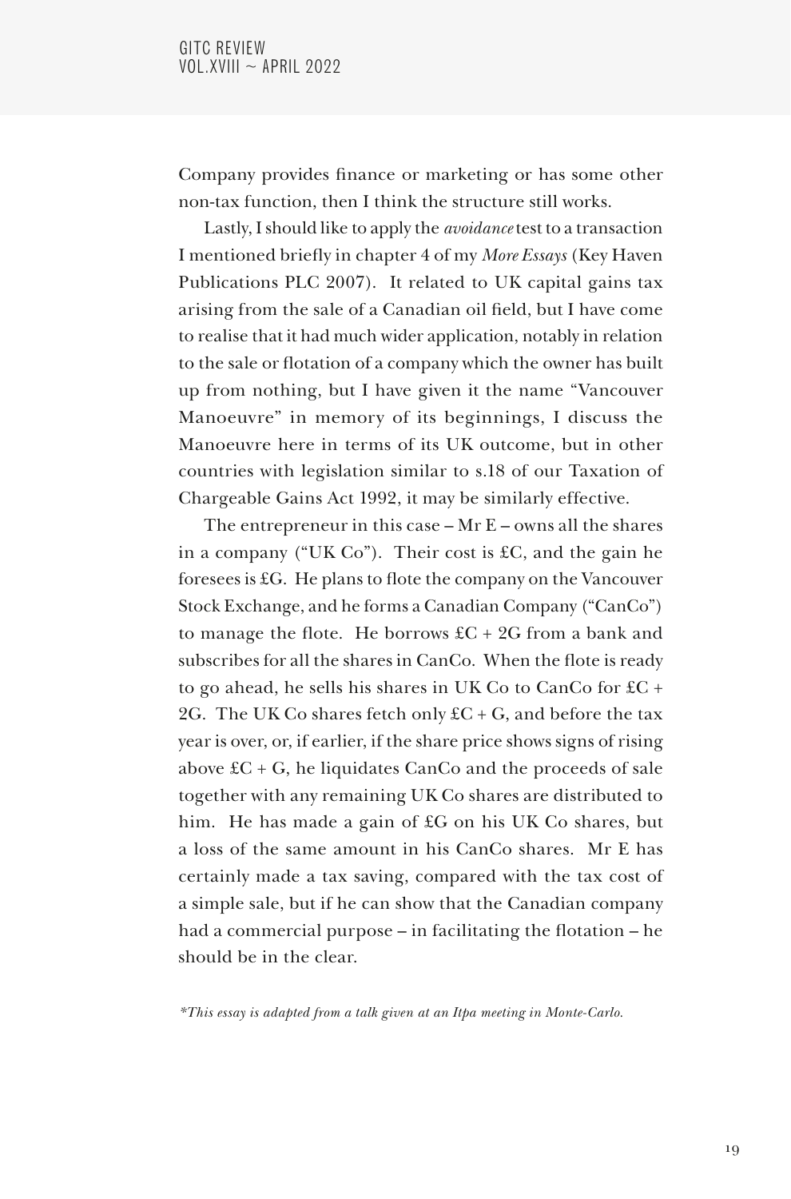Company provides finance or marketing or has some other non-tax function, then I think the structure still works.

Lastly, I should like to apply the *avoidance* test to a transaction I mentioned briefly in chapter 4 of my *More Essays* (Key Haven Publications PLC 2007). It related to UK capital gains tax arising from the sale of a Canadian oil field, but I have come to realise that it had much wider application, notably in relation to the sale or flotation of a company which the owner has built up from nothing, but I have given it the name "Vancouver Manoeuvre" in memory of its beginnings, I discuss the Manoeuvre here in terms of its UK outcome, but in other countries with legislation similar to s.18 of our Taxation of Chargeable Gains Act 1992, it may be similarly effective.

The entrepreneur in this case – Mr E – owns all the shares in a company ("UK Co"). Their cost is £C, and the gain he foresees is £G. He plans to flote the company on the Vancouver Stock Exchange, and he forms a Canadian Company ("CanCo") to manage the flote. He borrows £C + 2G from a bank and subscribes for all the shares in CanCo. When the flote is ready to go ahead, he sells his shares in UK Co to CanCo for £C + 2G. The UK Co shares fetch only £C + G, and before the tax year is over, or, if earlier, if the share price shows signs of rising above £C + G, he liquidates CanCo and the proceeds of sale together with any remaining UK Co shares are distributed to him. He has made a gain of £G on his UK Co shares, but a loss of the same amount in his CanCo shares. Mr E has certainly made a tax saving, compared with the tax cost of a simple sale, but if he can show that the Canadian company had a commercial purpose – in facilitating the flotation – he should be in the clear.

*\*This essay is adapted from a talk given at an Itpa meeting in Monte-Carlo.*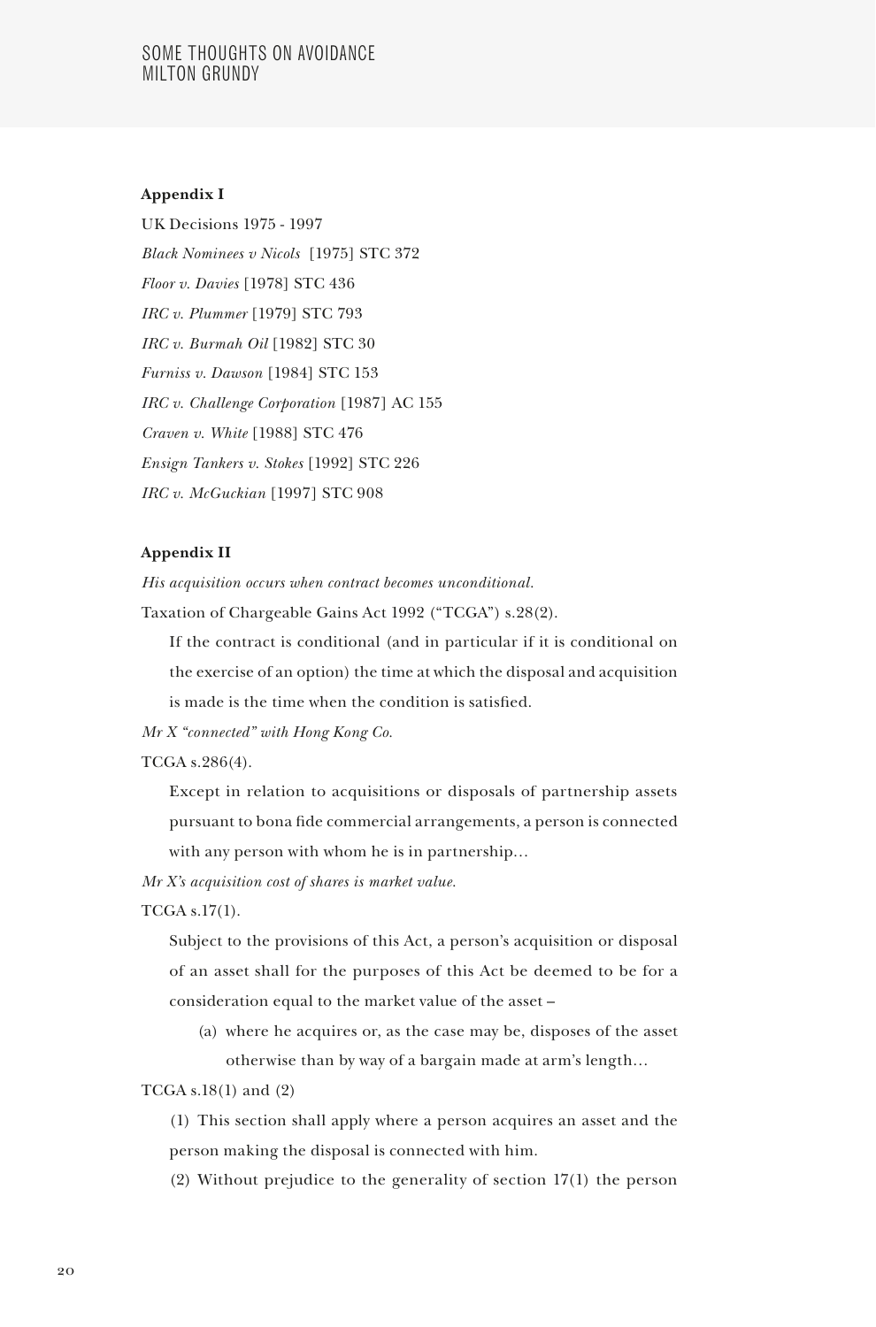**Appendix I**

UK Decisions 1975 - 1997

*Black Nominees v Nicols* [1975] STC 372

*Floor v. Davies* [1978] STC 436

*IRC v. Plummer* [1979] STC 793

*IRC v. Burmah Oil* [1982] STC 30

*Furniss v. Dawson* [1984] STC 153

*IRC v. Challenge Corporation* [1987] AC 155

*Craven v. White* [1988] STC 476

*Ensign Tankers v. Stokes* [1992] STC 226

*IRC v. McGuckian* [1997] STC 908

**Appendix II**

*His acquisition occurs when contract becomes unconditional.*

Taxation of Chargeable Gains Act 1992 ("TCGA") s.28(2).

> If the contract is conditional (and in particular if it is conditional on the exercise of an option) the time at which the disposal and acquisition is made is the time when the condition is satisfied.

*Mr X "connected" with Hong Kong Co.*

TCGA s.286(4).

> Except in relation to acquisitions or disposals of partnership assets pursuant to bona fide commercial arrangements, a person is connected with any person with whom he is in partnership…

*Mr X's acquisition cost of shares is market value.*

TCGA s.17(1).

> Subject to the provisions of this Act, a person's acquisition or disposal of an asset shall for the purposes of this Act be deemed to be for a consideration equal to the market value of the asset –
>
> (a) where he acquires or, as the case may be, disposes of the asset otherwise than by way of a bargain made at arm's length…

TCGA s.18(1) and (2)

> (1) This section shall apply where a person acquires an asset and the person making the disposal is connected with him.
>
> (2) Without prejudice to the generality of section 17(1) the person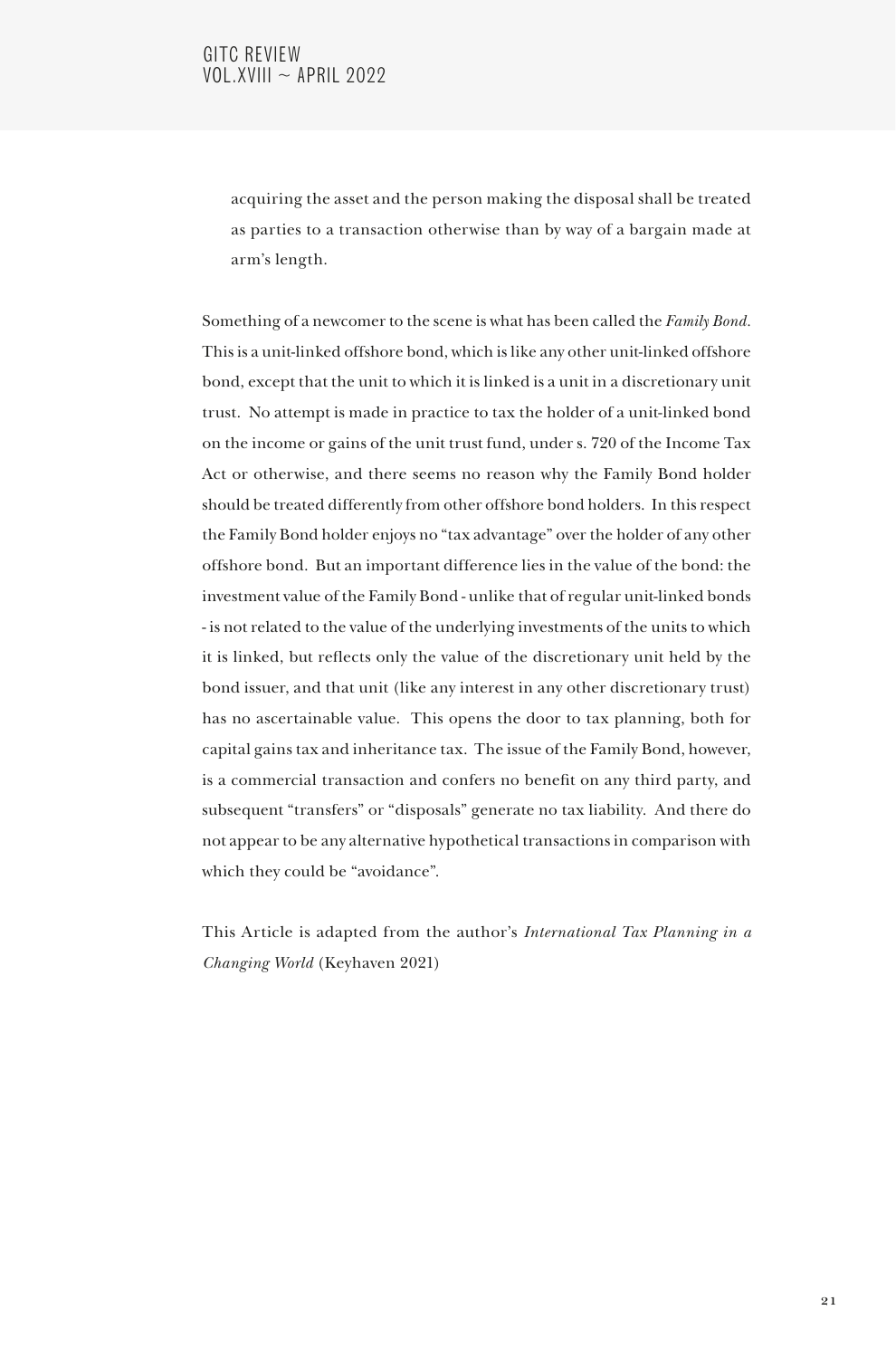> acquiring the asset and the person making the disposal shall be treated as parties to a transaction otherwise than by way of a bargain made at arm's length.

Something of a newcomer to the scene is what has been called the *Family Bond*. This is a unit-linked offshore bond, which is like any other unit-linked offshore bond, except that the unit to which it is linked is a unit in a discretionary unit trust. No attempt is made in practice to tax the holder of a unit-linked bond on the income or gains of the unit trust fund, under s. 720 of the Income Tax Act or otherwise, and there seems no reason why the Family Bond holder should be treated differently from other offshore bond holders. In this respect the Family Bond holder enjoys no "tax advantage" over the holder of any other offshore bond. But an important difference lies in the value of the bond: the investment value of the Family Bond - unlike that of regular unit-linked bonds - is not related to the value of the underlying investments of the units to which it is linked, but reflects only the value of the discretionary unit held by the bond issuer, and that unit (like any interest in any other discretionary trust) has no ascertainable value. This opens the door to tax planning, both for capital gains tax and inheritance tax. The issue of the Family Bond, however, is a commercial transaction and confers no benefit on any third party, and subsequent "transfers" or "disposals" generate no tax liability. And there do not appear to be any alternative hypothetical transactions in comparison with which they could be "avoidance".

This Article is adapted from the author's *International Tax Planning in a Changing World* (Keyhaven 2021)